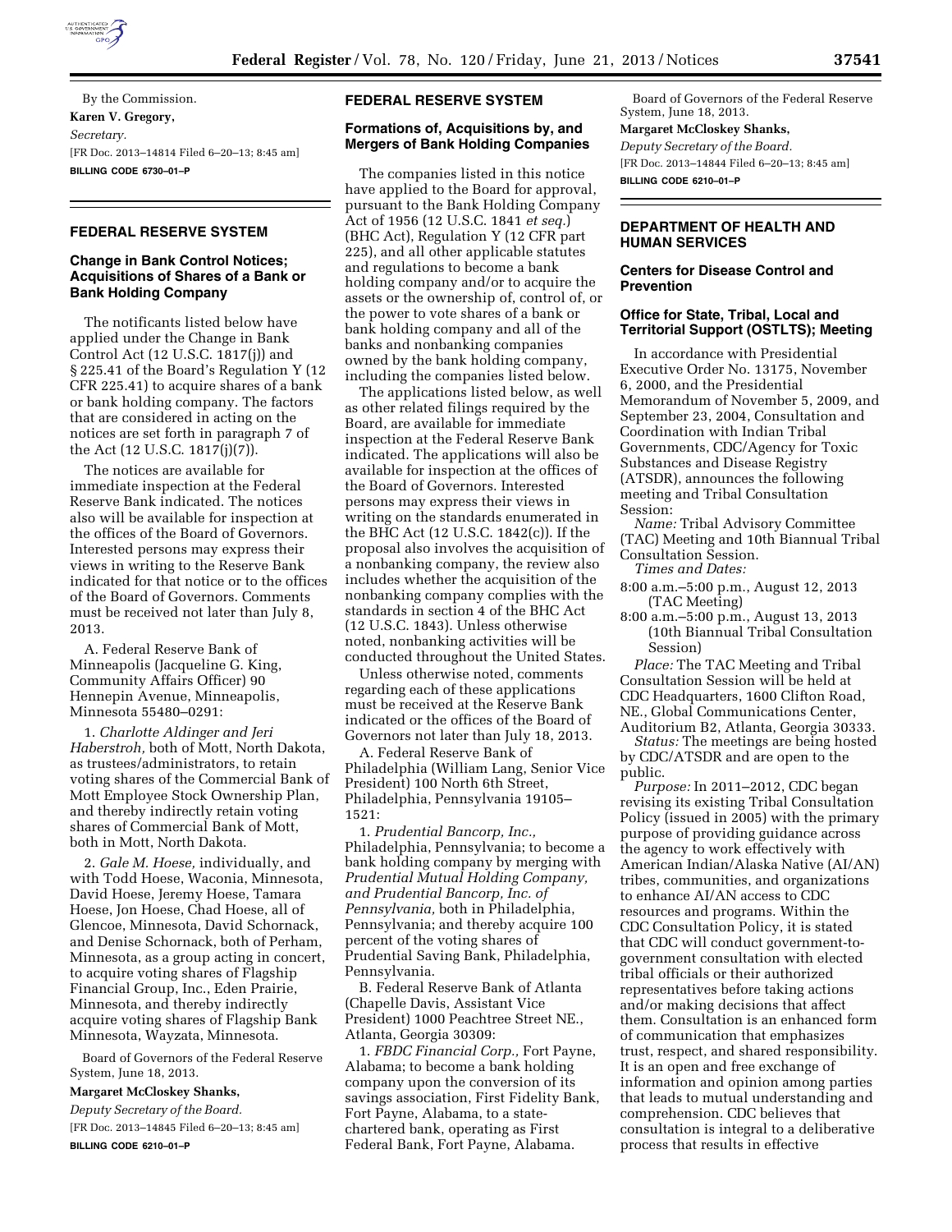By the Commission.

**Karen V. Gregory,**

*Secretary.*

[FR Doc. 2013–14814 Filed 6–20–13; 8:45 am]

**BILLING CODE 6730–01–P**

## FEDERAL RESERVE SYSTEM

### Change in Bank Control Notices; Acquisitions of Shares of a Bank or Bank Holding Company

The notificants listed below have applied under the Change in Bank Control Act (12 U.S.C. 1817(j)) and § 225.41 of the Board's Regulation Y (12 CFR 225.41) to acquire shares of a bank or bank holding company. The factors that are considered in acting on the notices are set forth in paragraph 7 of the Act (12 U.S.C. 1817(j)(7)).

The notices are available for immediate inspection at the Federal Reserve Bank indicated. The notices also will be available for inspection at the offices of the Board of Governors. Interested persons may express their views in writing to the Reserve Bank indicated for that notice or to the offices of the Board of Governors. Comments must be received not later than July 8, 2013.

A. Federal Reserve Bank of Minneapolis (Jacqueline G. King, Community Affairs Officer) 90 Hennepin Avenue, Minneapolis, Minnesota 55480–0291:

1. *Charlotte Aldinger and Jeri Haberstroh,* both of Mott, North Dakota, as trustees/administrators, to retain voting shares of the Commercial Bank of Mott Employee Stock Ownership Plan, and thereby indirectly retain voting shares of Commercial Bank of Mott, both in Mott, North Dakota.

2. *Gale M. Hoese,* individually, and with Todd Hoese, Waconia, Minnesota, David Hoese, Jeremy Hoese, Tamara Hoese, Jon Hoese, Chad Hoese, all of Glencoe, Minnesota, David Schornack, and Denise Schornack, both of Perham, Minnesota, as a group acting in concert, to acquire voting shares of Flagship Financial Group, Inc., Eden Prairie, Minnesota, and thereby indirectly acquire voting shares of Flagship Bank Minnesota, Wayzata, Minnesota.

Board of Governors of the Federal Reserve System, June 18, 2013.

**Margaret McCloskey Shanks,**

*Deputy Secretary of the Board.*

[FR Doc. 2013–14845 Filed 6–20–13; 8:45 am]

**BILLING CODE 6210–01–P**

## FEDERAL RESERVE SYSTEM

### Formations of, Acquisitions by, and Mergers of Bank Holding Companies

The companies listed in this notice have applied to the Board for approval, pursuant to the Bank Holding Company Act of 1956 (12 U.S.C. 1841 *et seq.*) (BHC Act), Regulation Y (12 CFR part 225), and all other applicable statutes and regulations to become a bank holding company and/or to acquire the assets or the ownership of, control of, or the power to vote shares of a bank or bank holding company and all of the banks and nonbanking companies owned by the bank holding company, including the companies listed below.

The applications listed below, as well as other related filings required by the Board, are available for immediate inspection at the Federal Reserve Bank indicated. The applications will also be available for inspection at the offices of the Board of Governors. Interested persons may express their views in writing on the standards enumerated in the BHC Act (12 U.S.C. 1842(c)). If the proposal also involves the acquisition of a nonbanking company, the review also includes whether the acquisition of the nonbanking company complies with the standards in section 4 of the BHC Act (12 U.S.C. 1843). Unless otherwise noted, nonbanking activities will be conducted throughout the United States.

Unless otherwise noted, comments regarding each of these applications must be received at the Reserve Bank indicated or the offices of the Board of Governors not later than July 18, 2013.

A. Federal Reserve Bank of Philadelphia (William Lang, Senior Vice President) 100 North 6th Street, Philadelphia, Pennsylvania 19105–1521:

1. *Prudential Bancorp, Inc.,* Philadelphia, Pennsylvania; to become a bank holding company by merging with *Prudential Mutual Holding Company, and Prudential Bancorp, Inc. of Pennsylvania,* both in Philadelphia, Pennsylvania; and thereby acquire 100 percent of the voting shares of Prudential Saving Bank, Philadelphia, Pennsylvania.

B. Federal Reserve Bank of Atlanta (Chapelle Davis, Assistant Vice President) 1000 Peachtree Street NE., Atlanta, Georgia 30309:

1. *FBDC Financial Corp.,* Fort Payne, Alabama; to become a bank holding company upon the conversion of its savings association, First Fidelity Bank, Fort Payne, Alabama, to a state-chartered bank, operating as First Federal Bank, Fort Payne, Alabama.

Board of Governors of the Federal Reserve System, June 18, 2013.

**Margaret McCloskey Shanks,**

*Deputy Secretary of the Board.*

[FR Doc. 2013–14844 Filed 6–20–13; 8:45 am]

**BILLING CODE 6210–01–P**

## DEPARTMENT OF HEALTH AND HUMAN SERVICES

### Centers for Disease Control and Prevention

### Office for State, Tribal, Local and Territorial Support (OSTLTS); Meeting

In accordance with Presidential Executive Order No. 13175, November 6, 2000, and the Presidential Memorandum of November 5, 2009, and September 23, 2004, Consultation and Coordination with Indian Tribal Governments, CDC/Agency for Toxic Substances and Disease Registry (ATSDR), announces the following meeting and Tribal Consultation Session:

*Name:* Tribal Advisory Committee (TAC) Meeting and 10th Biannual Tribal Consultation Session.

*Times and Dates:*

8:00 a.m.–5:00 p.m., August 12, 2013 (TAC Meeting)

8:00 a.m.–5:00 p.m., August 13, 2013 (10th Biannual Tribal Consultation Session)

*Place:* The TAC Meeting and Tribal Consultation Session will be held at CDC Headquarters, 1600 Clifton Road, NE., Global Communications Center, Auditorium B2, Atlanta, Georgia 30333.

*Status:* The meetings are being hosted by CDC/ATSDR and are open to the public.

*Purpose:* In 2011–2012, CDC began revising its existing Tribal Consultation Policy (issued in 2005) with the primary purpose of providing guidance across the agency to work effectively with American Indian/Alaska Native (AI/AN) tribes, communities, and organizations to enhance AI/AN access to CDC resources and programs. Within the CDC Consultation Policy, it is stated that CDC will conduct government-to-government consultation with elected tribal officials or their authorized representatives before taking actions and/or making decisions that affect them. Consultation is an enhanced form of communication that emphasizes trust, respect, and shared responsibility. It is an open and free exchange of information and opinion among parties that leads to mutual understanding and comprehension. CDC believes that consultation is integral to a deliberative process that results in effective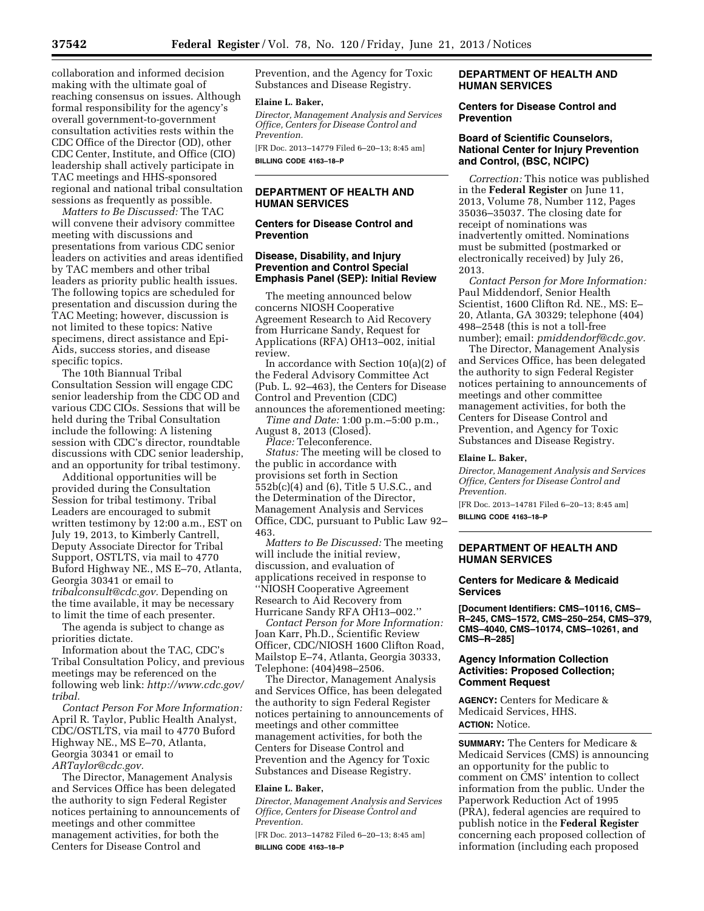collaboration and informed decision making with the ultimate goal of reaching consensus on issues. Although formal responsibility for the agency's overall government-to-government consultation activities rests within the CDC Office of the Director (OD), other CDC Center, Institute, and Office (CIO) leadership shall actively participate in TAC meetings and HHS-sponsored regional and national tribal consultation sessions as frequently as possible.

*Matters to Be Discussed:* The TAC will convene their advisory committee meeting with discussions and presentations from various CDC senior leaders on activities and areas identified by TAC members and other tribal leaders as priority public health issues. The following topics are scheduled for presentation and discussion during the TAC Meeting; however, discussion is not limited to these topics: Native specimens, direct assistance and Epi-Aids, success stories, and disease specific topics.

The 10th Biannual Tribal Consultation Session will engage CDC senior leadership from the CDC OD and various CDC CIOs. Sessions that will be held during the Tribal Consultation include the following: A listening session with CDC's director, roundtable discussions with CDC senior leadership, and an opportunity for tribal testimony.

Additional opportunities will be provided during the Consultation Session for tribal testimony. Tribal Leaders are encouraged to submit written testimony by 12:00 a.m., EST on July 19, 2013, to Kimberly Cantrell, Deputy Associate Director for Tribal Support, OSTLTS, via mail to 4770 Buford Highway NE., MS E–70, Atlanta, Georgia 30341 or email to *tribalconsult@cdc.gov.* Depending on the time available, it may be necessary to limit the time of each presenter.

The agenda is subject to change as priorities dictate.

Information about the TAC, CDC's Tribal Consultation Policy, and previous meetings may be referenced on the following web link: *http://www.cdc.gov/tribal.*

*Contact Person For More Information:* April R. Taylor, Public Health Analyst, CDC/OSTLTS, via mail to 4770 Buford Highway NE., MS E–70, Atlanta, Georgia 30341 or email to *ARTaylor@cdc.gov.*

The Director, Management Analysis and Services Office has been delegated the authority to sign Federal Register notices pertaining to announcements of meetings and other committee management activities, for both the Centers for Disease Control and Prevention, and the Agency for Toxic Substances and Disease Registry.

**Elaine L. Baker,**

*Director, Management Analysis and Services Office, Centers for Disease Control and Prevention.*

[FR Doc. 2013–14779 Filed 6–20–13; 8:45 am]

**BILLING CODE 4163–18–P**

---

## DEPARTMENT OF HEALTH AND HUMAN SERVICES

### Centers for Disease Control and Prevention

### Disease, Disability, and Injury Prevention and Control Special Emphasis Panel (SEP): Initial Review

The meeting announced below concerns NIOSH Cooperative Agreement Research to Aid Recovery from Hurricane Sandy, Request for Applications (RFA) OH13–002, initial review.

In accordance with Section 10(a)(2) of the Federal Advisory Committee Act (Pub. L. 92–463), the Centers for Disease Control and Prevention (CDC) announces the aforementioned meeting:

*Time and Date:* 1:00 p.m.–5:00 p.m., August 8, 2013 (Closed).

*Place:* Teleconference.

*Status:* The meeting will be closed to the public in accordance with provisions set forth in Section 552b(c)(4) and (6), Title 5 U.S.C., and the Determination of the Director, Management Analysis and Services Office, CDC, pursuant to Public Law 92–463.

*Matters to Be Discussed:* The meeting will include the initial review, discussion, and evaluation of applications received in response to ''NIOSH Cooperative Agreement Research to Aid Recovery from Hurricane Sandy RFA OH13–002.''

*Contact Person for More Information:* Joan Karr, Ph.D., Scientific Review Officer, CDC/NIOSH 1600 Clifton Road, Mailstop E–74, Atlanta, Georgia 30333, Telephone: (404)498–2506.

The Director, Management Analysis and Services Office, has been delegated the authority to sign Federal Register notices pertaining to announcements of meetings and other committee management activities, for both the Centers for Disease Control and Prevention and the Agency for Toxic Substances and Disease Registry.

**Elaine L. Baker,**

*Director, Management Analysis and Services Office, Centers for Disease Control and Prevention.*

[FR Doc. 2013–14782 Filed 6–20–13; 8:45 am]

**BILLING CODE 4163–18–P**

---

## DEPARTMENT OF HEALTH AND HUMAN SERVICES

### Centers for Disease Control and Prevention

### Board of Scientific Counselors, National Center for Injury Prevention and Control, (BSC, NCIPC)

*Correction:* This notice was published in the **Federal Register** on June 11, 2013, Volume 78, Number 112, Pages 35036–35037. The closing date for receipt of nominations was inadvertently omitted. Nominations must be submitted (postmarked or electronically received) by July 26, 2013.

*Contact Person for More Information:* Paul Middendorf, Senior Health Scientist, 1600 Clifton Rd. NE., MS: E–20, Atlanta, GA 30329; telephone (404) 498–2548 (this is not a toll-free number); email: *pmiddendorf@cdc.gov.*

The Director, Management Analysis and Services Office, has been delegated the authority to sign Federal Register notices pertaining to announcements of meetings and other committee management activities, for both the Centers for Disease Control and Prevention, and Agency for Toxic Substances and Disease Registry.

**Elaine L. Baker,**

*Director, Management Analysis and Services Office, Centers for Disease Control and Prevention.*

[FR Doc. 2013–14781 Filed 6–20–13; 8:45 am]

**BILLING CODE 4163–18–P**

---

## DEPARTMENT OF HEALTH AND HUMAN SERVICES

### Centers for Medicare & Medicaid Services

**[Document Identifiers: CMS–10116, CMS–R–245, CMS–1572, CMS–250–254, CMS–379, CMS–4040, CMS–10174, CMS–10261, and CMS–R–285]**

### Agency Information Collection Activities: Proposed Collection; Comment Request

**AGENCY:** Centers for Medicare & Medicaid Services, HHS.

**ACTION:** Notice.

**SUMMARY:** The Centers for Medicare & Medicaid Services (CMS) is announcing an opportunity for the public to comment on CMS' intention to collect information from the public. Under the Paperwork Reduction Act of 1995 (PRA), federal agencies are required to publish notice in the **Federal Register** concerning each proposed collection of information (including each proposed